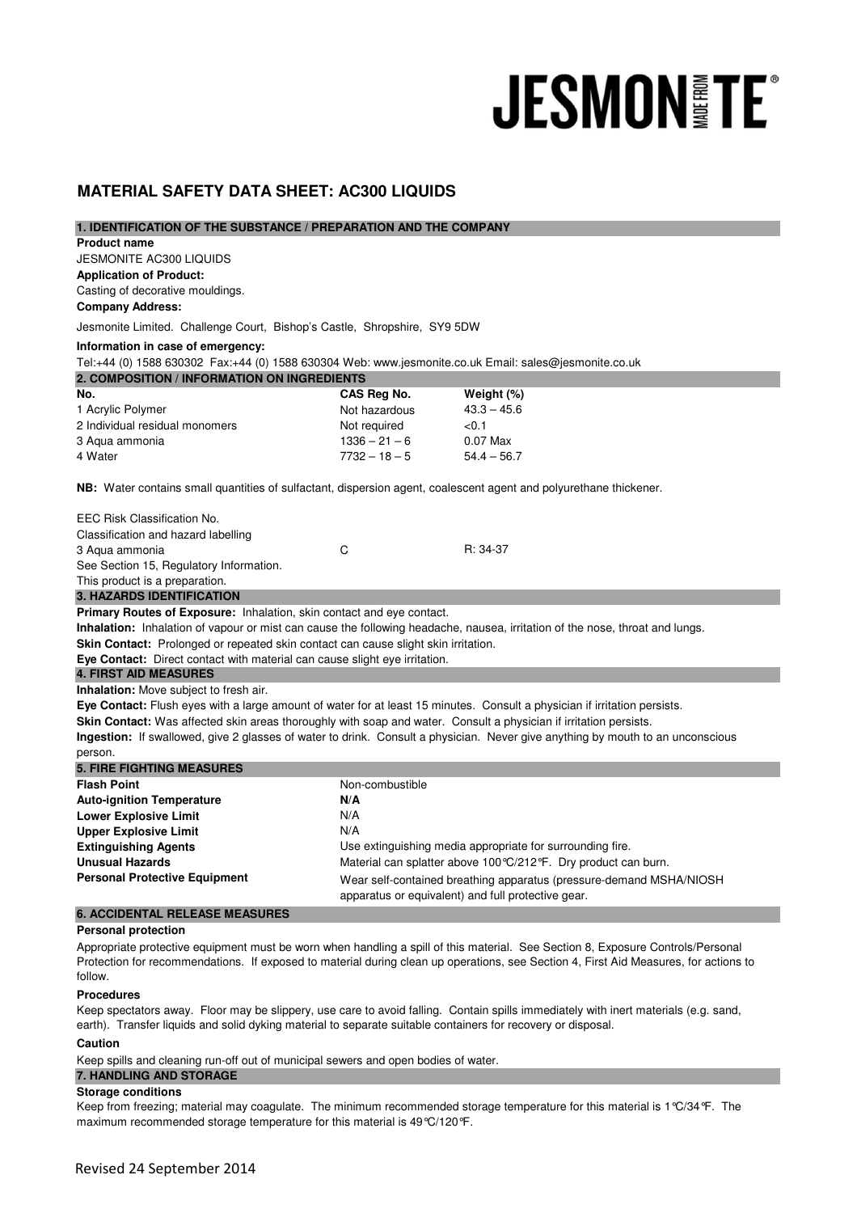JESMONITE®

# MATERIAL SAFETY DATA SHEET: AC300 LIQUIDS

## 1. IDENTIFICATION OF THE SUBSTANCE / PREPARATION AND THE COMPANY

**Product name**

JESMONITE AC300 LIQUIDS

**Application of Product:**

Casting of decorative mouldings.

**Company Address:**

Jesmonite Limited. Challenge Court, Bishop's Castle, Shropshire, SY9 5DW

**Information in case of emergency:**

Tel:+44 (0) 1588 630302 Fax:+44 (0) 1588 630304 Web: www.jesmonite.co.uk Email: sales@jesmonite.co.uk

## 2. COMPOSITION / INFORMATION ON INGREDIENTS

| No. | CAS Reg No. | Weight (%) |
|---|---|---|
| 1 Acrylic Polymer | Not hazardous | 43.3 – 45.6 |
| 2 Individual residual monomers | Not required | <0.1 |
| 3 Aqua ammonia | 1336 – 21 – 6 | 0.07 Max |
| 4 Water | 7732 – 18 – 5 | 54.4 – 56.7 |

**NB:** Water contains small quantities of sulfactant, dispersion agent, coalescent agent and polyurethane thickener.

EEC Risk Classification No.

Classification and hazard labelling

| | | |
|---|---|---|
| 3 Aqua ammonia | C | R: 34-37 |

See Section 15, Regulatory Information.

This product is a preparation.

## 3. HAZARDS IDENTIFICATION

**Primary Routes of Exposure:** Inhalation, skin contact and eye contact.

**Inhalation:** Inhalation of vapour or mist can cause the following headache, nausea, irritation of the nose, throat and lungs.

**Skin Contact:** Prolonged or repeated skin contact can cause slight skin irritation.

**Eye Contact:** Direct contact with material can cause slight eye irritation.

## 4. FIRST AID MEASURES

**Inhalation:** Move subject to fresh air.

**Eye Contact:** Flush eyes with a large amount of water for at least 15 minutes. Consult a physician if irritation persists.

**Skin Contact:** Was affected skin areas thoroughly with soap and water. Consult a physician if irritation persists.

**Ingestion:** If swallowed, give 2 glasses of water to drink. Consult a physician. Never give anything by mouth to an unconscious person.

## 5. FIRE FIGHTING MEASURES

| | |
|---|---|
| **Flash Point** | Non-combustible |
| **Auto-ignition Temperature** | **N/A** |
| **Lower Explosive Limit** | N/A |
| **Upper Explosive Limit** | N/A |
| **Extinguishing Agents** | Use extinguishing media appropriate for surrounding fire. |
| **Unusual Hazards** | Material can splatter above 100°C/212°F. Dry product can burn. |
| **Personal Protective Equipment** | Wear self-contained breathing apparatus (pressure-demand MSHA/NIOSH apparatus or equivalent) and full protective gear. |

## 6. ACCIDENTAL RELEASE MEASURES

**Personal protection**

Appropriate protective equipment must be worn when handling a spill of this material. See Section 8, Exposure Controls/Personal Protection for recommendations. If exposed to material during clean up operations, see Section 4, First Aid Measures, for actions to follow.

**Procedures**

Keep spectators away. Floor may be slippery, use care to avoid falling. Contain spills immediately with inert materials (e.g. sand, earth). Transfer liquids and solid dyking material to separate suitable containers for recovery or disposal.

**Caution**

Keep spills and cleaning run-off out of municipal sewers and open bodies of water.

## 7. HANDLING AND STORAGE

**Storage conditions**

Keep from freezing; material may coagulate. The minimum recommended storage temperature for this material is 1°C/34°F. The maximum recommended storage temperature for this material is 49°C/120°F.

Revised 24 September 2014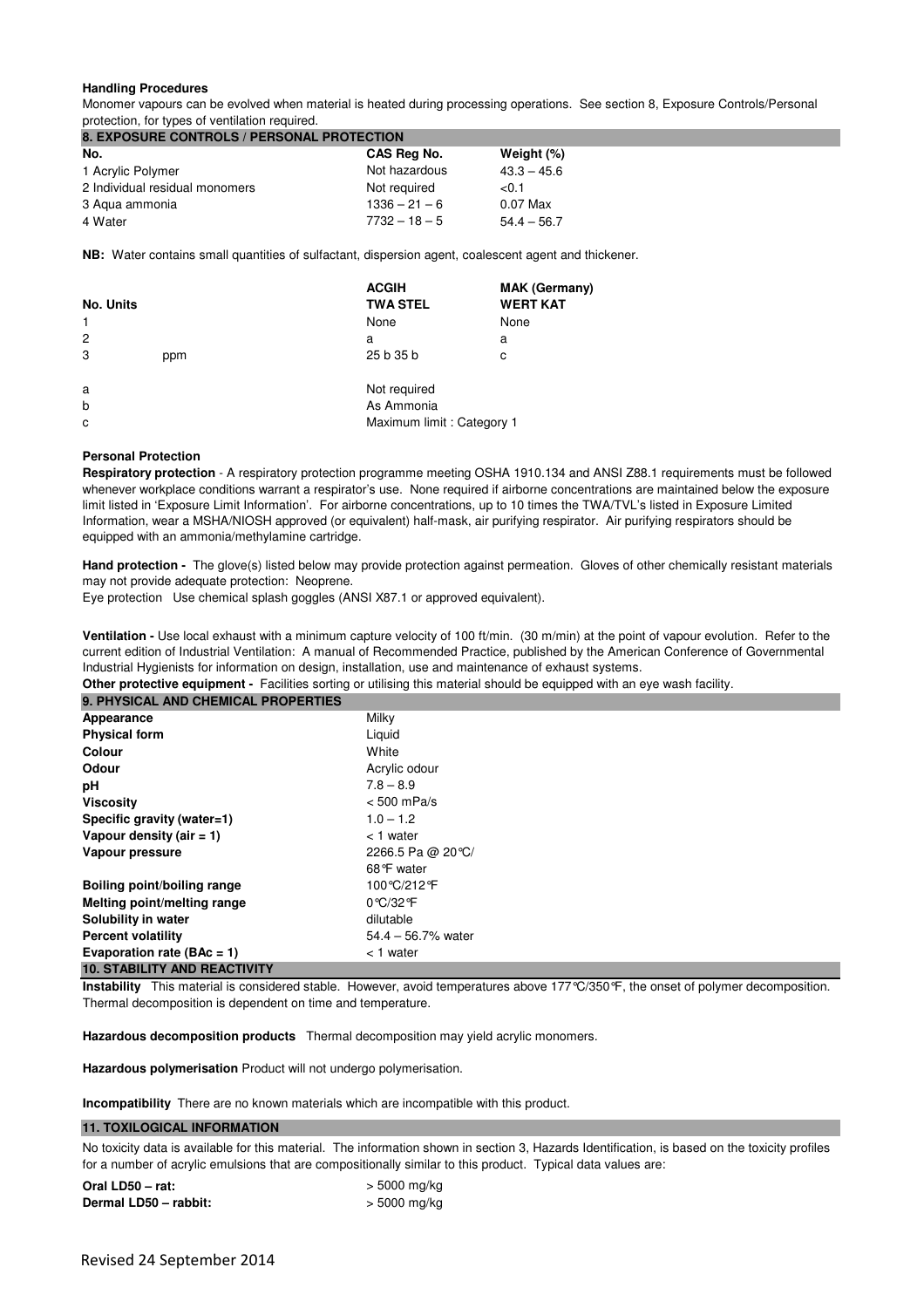**Handling Procedures**

Monomer vapours can be evolved when material is heated during processing operations. See section 8, Exposure Controls/Personal protection, for types of ventilation required.

## 8. EXPOSURE CONTROLS / PERSONAL PROTECTION

| No. | CAS Reg No. | Weight (%) |
|---|---|---|
| 1 Acrylic Polymer | Not hazardous | 43.3 – 45.6 |
| 2 Individual residual monomers | Not required | <0.1 |
| 3 Aqua ammonia | 1336 – 21 – 6 | 0.07 Max |
| 4 Water | 7732 – 18 – 5 | 54.4 – 56.7 |

**NB:** Water contains small quantities of sulfactant, dispersion agent, coalescent agent and thickener.

| No. | Units | ACGIH TWA STEL | MAK (Germany) WERT KAT |
|---|---|---|---|
| 1 | | None | None |
| 2 | | a | a |
| 3 | ppm | 25 b 35 b | c |

a Not required
b As Ammonia
c Maximum limit : Category 1

**Personal Protection**

**Respiratory protection** - A respiratory protection programme meeting OSHA 1910.134 and ANSI Z88.1 requirements must be followed whenever workplace conditions warrant a respirator's use. None required if airborne concentrations are maintained below the exposure limit listed in 'Exposure Limit Information'. For airborne concentrations, up to 10 times the TWA/TVL's listed in Exposure Limited Information, wear a MSHA/NIOSH approved (or equivalent) half-mask, air purifying respirator. Air purifying respirators should be equipped with an ammonia/methylamine cartridge.

**Hand protection -** The glove(s) listed below may provide protection against permeation. Gloves of other chemically resistant materials may not provide adequate protection: Neoprene.
Eye protection Use chemical splash goggles (ANSI X87.1 or approved equivalent).

**Ventilation -** Use local exhaust with a minimum capture velocity of 100 ft/min. (30 m/min) at the point of vapour evolution. Refer to the current edition of Industrial Ventilation: A manual of Recommended Practice, published by the American Conference of Governmental Industrial Hygienists for information on design, installation, use and maintenance of exhaust systems.

**Other protective equipment -** Facilities sorting or utilising this material should be equipped with an eye wash facility.

## 9. PHYSICAL AND CHEMICAL PROPERTIES

| | |
|---|---|
| **Appearance** | Milky |
| **Physical form** | Liquid |
| **Colour** | White |
| **Odour** | Acrylic odour |
| **pH** | 7.8 – 8.9 |
| **Viscosity** | < 500 mPa/s |
| **Specific gravity (water=1)** | 1.0 – 1.2 |
| **Vapour density (air = 1)** | < 1 water |
| **Vapour pressure** | 2266.5 Pa @ 20℃/ 68℉ water |
| **Boiling point/boiling range** | 100℃/212℉ |
| **Melting point/melting range** | 0℃/32℉ |
| **Solubility in water** | dilutable |
| **Percent volatility** | 54.4 – 56.7% water |
| **Evaporation rate (BAc = 1)** | < 1 water |

## 10. STABILITY AND REACTIVITY

**Instability** This material is considered stable. However, avoid temperatures above 177℃/350℉, the onset of polymer decomposition. Thermal decomposition is dependent on time and temperature.

**Hazardous decomposition products** Thermal decomposition may yield acrylic monomers.

**Hazardous polymerisation** Product will not undergo polymerisation.

**Incompatibility** There are no known materials which are incompatible with this product.

## 11. TOXILOGICAL INFORMATION

No toxicity data is available for this material. The information shown in section 3, Hazards Identification, is based on the toxicity profiles for a number of acrylic emulsions that are compositionally similar to this product. Typical data values are:

| | |
|---|---|
| **Oral LD50 – rat:** | > 5000 mg/kg |
| **Dermal LD50 – rabbit:** | > 5000 mg/kg |

Revised 24 September 2014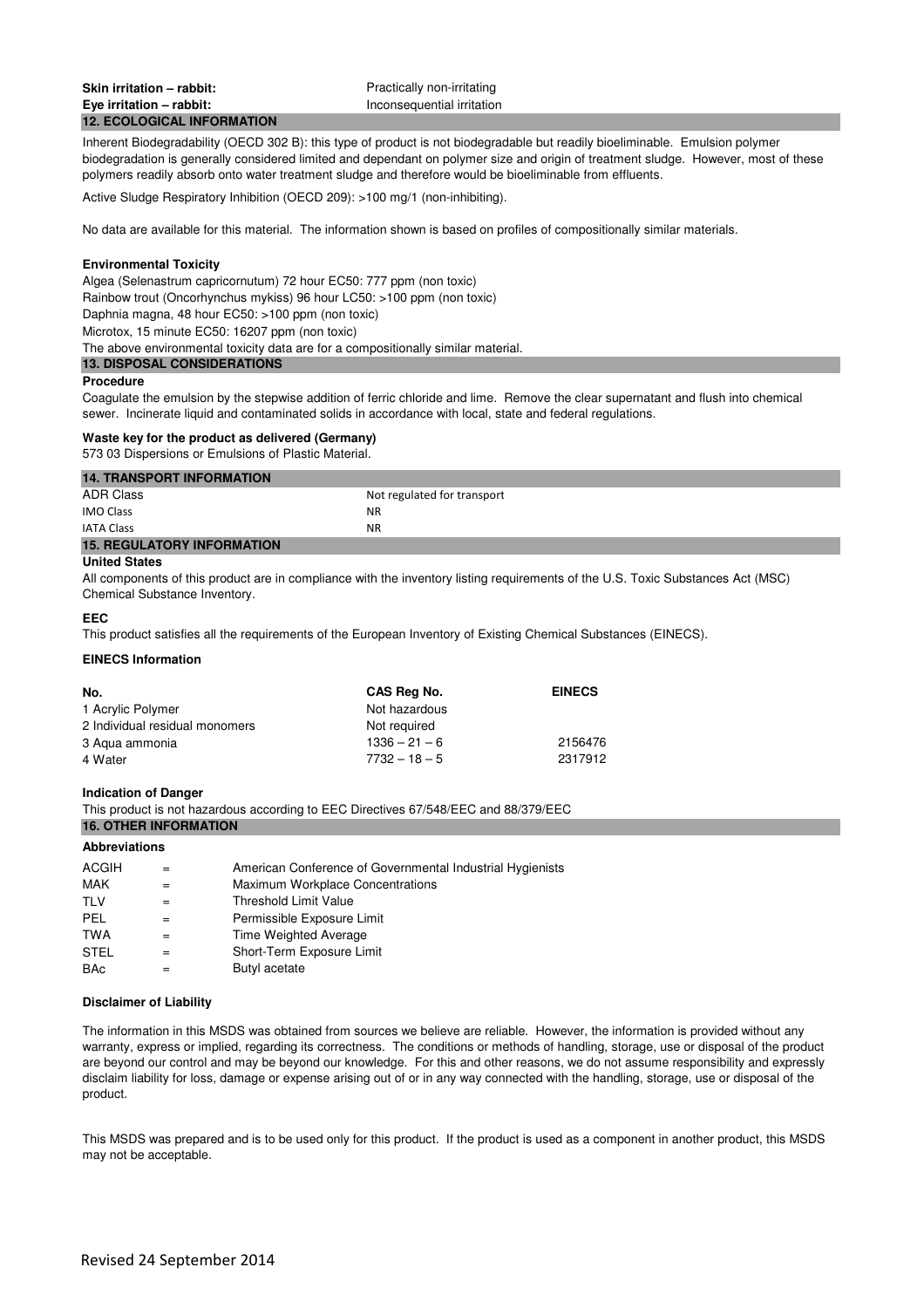| | |
|---|---|
| **Skin irritation – rabbit:** | Practically non-irritating |
| **Eye irritation – rabbit:** | Inconsequential irritation |

## 12. ECOLOGICAL INFORMATION

Inherent Biodegradability (OECD 302 B): this type of product is not biodegradable but readily bioeliminable. Emulsion polymer biodegradation is generally considered limited and dependant on polymer size and origin of treatment sludge. However, most of these polymers readily absorb onto water treatment sludge and therefore would be bioeliminable from effluents.

Active Sludge Respiratory Inhibition (OECD 209): >100 mg/1 (non-inhibiting).

No data are available for this material. The information shown is based on profiles of compositionally similar materials.

**Environmental Toxicity**

Algea (Selenastrum capricornutum) 72 hour EC50: 777 ppm (non toxic)
Rainbow trout (Oncorhynchus mykiss) 96 hour LC50: >100 ppm (non toxic)
Daphnia magna, 48 hour EC50: >100 ppm (non toxic)
Microtox, 15 minute EC50: 16207 ppm (non toxic)
The above environmental toxicity data are for a compositionally similar material.

## 13. DISPOSAL CONSIDERATIONS

**Procedure**

Coagulate the emulsion by the stepwise addition of ferric chloride and lime. Remove the clear supernatant and flush into chemical sewer. Incinerate liquid and contaminated solids in accordance with local, state and federal regulations.

**Waste key for the product as delivered (Germany)**

573 03 Dispersions or Emulsions of Plastic Material.

## 14. TRANSPORT INFORMATION

| | |
|---|---|
| ADR Class | Not regulated for transport |
| IMO Class | NR |
| IATA Class | NR |

## 15. REGULATORY INFORMATION

**United States**

All components of this product are in compliance with the inventory listing requirements of the U.S. Toxic Substances Act (MSC) Chemical Substance Inventory.

**EEC**

This product satisfies all the requirements of the European Inventory of Existing Chemical Substances (EINECS).

**EINECS Information**

| No. | CAS Reg No. | EINECS |
|---|---|---|
| 1 Acrylic Polymer | Not hazardous | |
| 2 Individual residual monomers | Not required | |
| 3 Aqua ammonia | 1336 – 21 – 6 | 2156476 |
| 4 Water | 7732 – 18 – 5 | 2317912 |

**Indication of Danger**

This product is not hazardous according to EEC Directives 67/548/EEC and 88/379/EEC

## 16. OTHER INFORMATION

**Abbreviations**

| | | |
|---|---|---|
| ACGIH | = | American Conference of Governmental Industrial Hygienists |
| MAK | = | Maximum Workplace Concentrations |
| TLV | = | Threshold Limit Value |
| PEL | = | Permissible Exposure Limit |
| TWA | = | Time Weighted Average |
| STEL | = | Short-Term Exposure Limit |
| BAc | = | Butyl acetate |

**Disclaimer of Liability**

The information in this MSDS was obtained from sources we believe are reliable. However, the information is provided without any warranty, express or implied, regarding its correctness. The conditions or methods of handling, storage, use or disposal of the product are beyond our control and may be beyond our knowledge. For this and other reasons, we do not assume responsibility and expressly disclaim liability for loss, damage or expense arising out of or in any way connected with the handling, storage, use or disposal of the product.

This MSDS was prepared and is to be used only for this product. If the product is used as a component in another product, this MSDS may not be acceptable.

Revised 24 September 2014